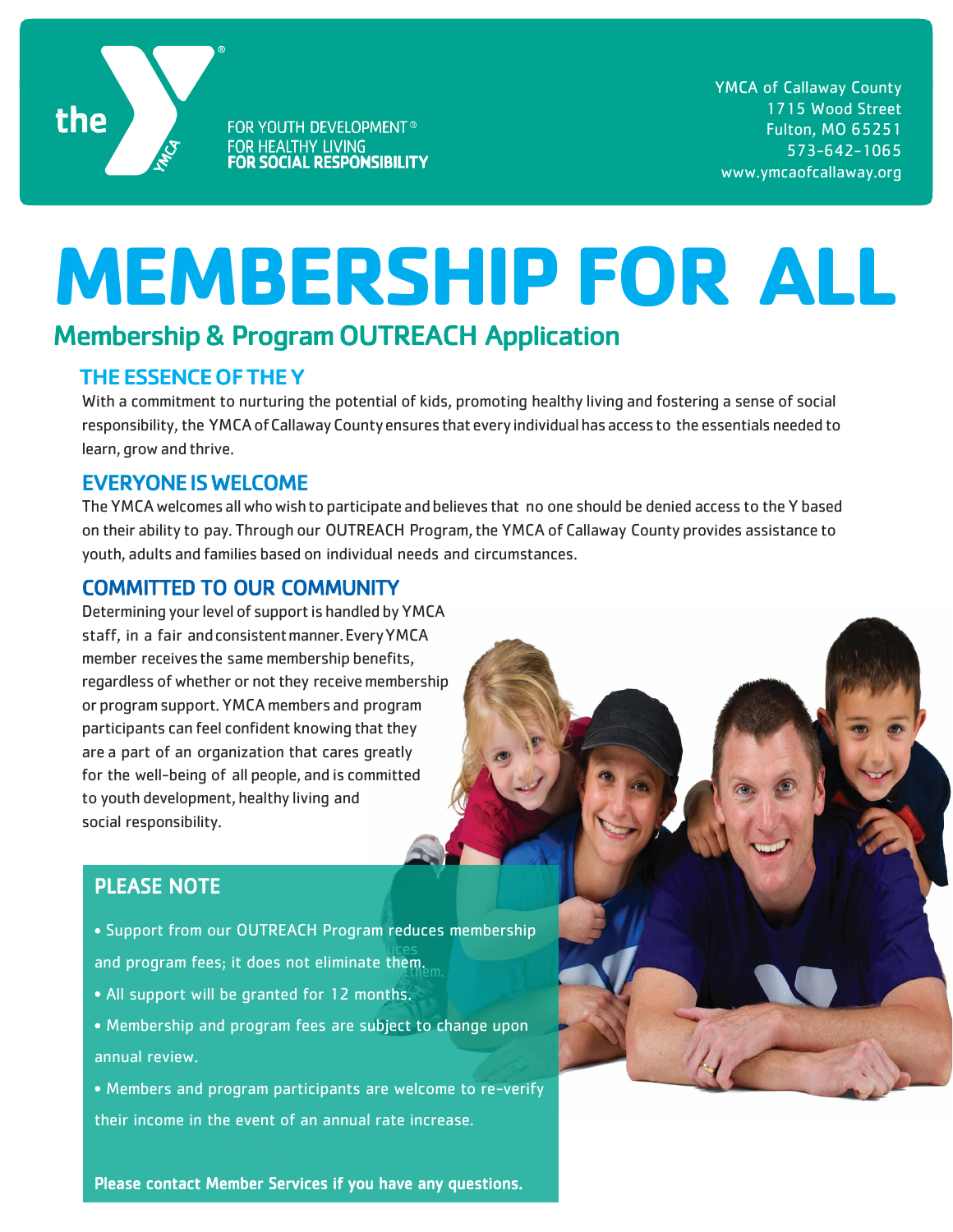the YMCA

FOR YOUTH DEVELOPMENT®
FOR HEALTHY LIVING
**FOR SOCIAL RESPONSIBILITY**

YMCA of Callaway County
1715 Wood Street
Fulton, MO 65251
573-642-1065
www.ymcaofcallaway.org

# MEMBERSHIP FOR ALL

## Membership & Program OUTREACH Application

### THE ESSENCE OF THE Y

With a commitment to nurturing the potential of kids, promoting healthy living and fostering a sense of social responsibility, the YMCA of Callaway County ensures that every individual has access to the essentials needed to learn, grow and thrive.

### EVERYONE IS WELCOME

The YMCA welcomes all who wish to participate and believes that no one should be denied access to the Y based on their ability to pay. Through our OUTREACH Program, the YMCA of Callaway County provides assistance to youth, adults and families based on individual needs and circumstances.

### COMMITTED TO OUR COMMUNITY

Determining your level of support is handled by YMCA staff, in a fair and consistent manner. Every YMCA member receives the same membership benefits, regardless of whether or not they receive membership or program support. YMCA members and program participants can feel confident knowing that they are a part of an organization that cares greatly for the well-being of all people, and is committed to youth development, healthy living and social responsibility.

### PLEASE NOTE

- Support from our OUTREACH Program reduces membership and program fees; it does not eliminate them.
- All support will be granted for 12 months.
- Membership and program fees are subject to change upon annual review.
- Members and program participants are welcome to re-verify their income in the event of an annual rate increase.

**Please contact Member Services if you have any questions.**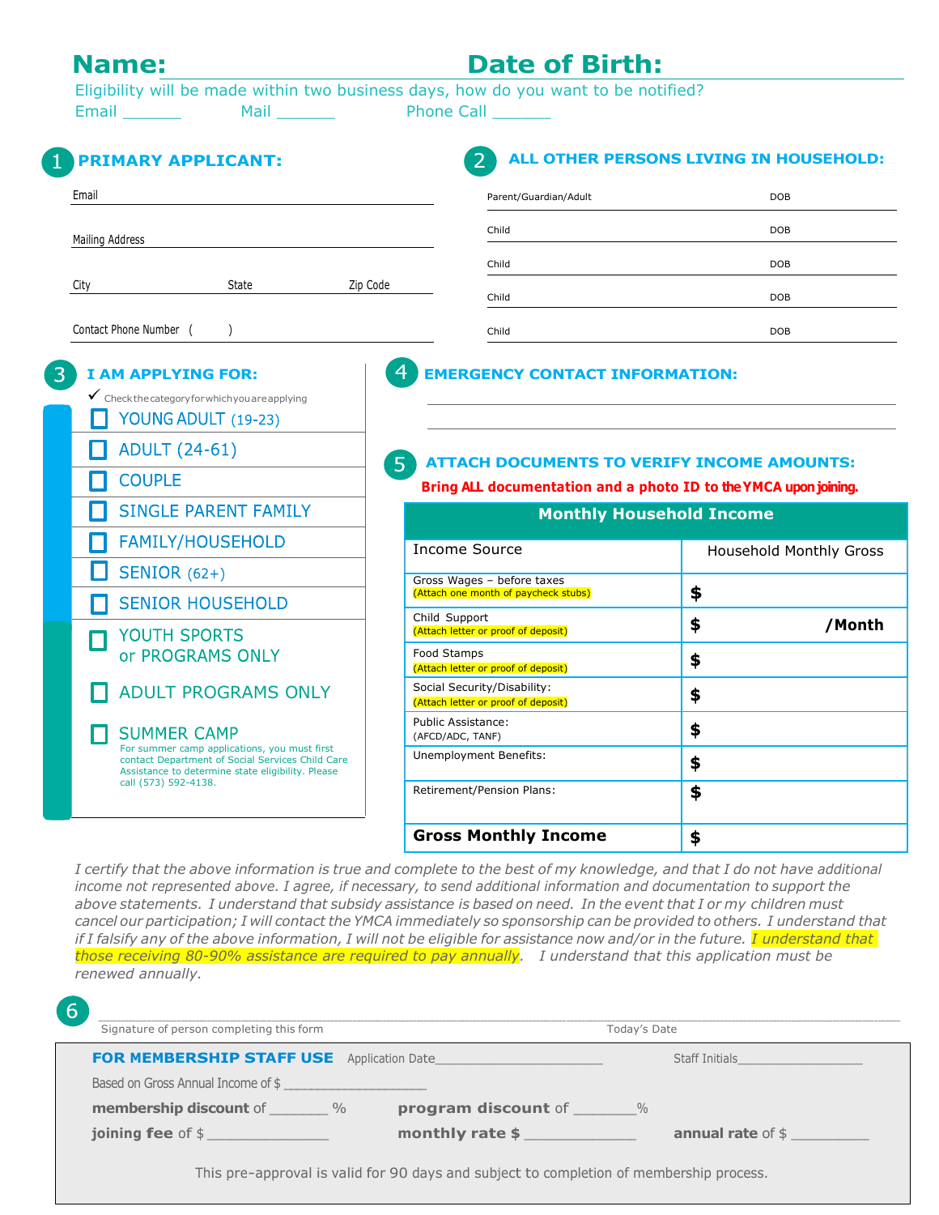**Name:** **Date of Birth:**

Eligibility will be made within two business days, how do you want to be notified?

Email ______ Mail ______ Phone Call ______

## 1 PRIMARY APPLICANT:

Email

Mailing Address

City State Zip Code

Contact Phone Number ( )

## 2 ALL OTHER PERSONS LIVING IN HOUSEHOLD:

| | |
|---|---|
| Parent/Guardian/Adult | DOB |
| Child | DOB |
| Child | DOB |
| Child | DOB |
| Child | DOB |

## 3 I AM APPLYING FOR:

✓ Check the category for which you are applying

- ☐ YOUNG ADULT (19-23)
- ☐ ADULT (24-61)
- ☐ COUPLE
- ☐ SINGLE PARENT FAMILY
- ☐ FAMILY/HOUSEHOLD
- ☐ SENIOR (62+)
- ☐ SENIOR HOUSEHOLD
- ☐ YOUTH SPORTS or PROGRAMS ONLY
- ☐ ADULT PROGRAMS ONLY
- ☐ SUMMER CAMP
  For summer camp applications, you must first contact Department of Social Services Child Care Assistance to determine state eligibility. Please call (573) 592-4138.

## 4 EMERGENCY CONTACT INFORMATION:

______________________________

______________________________

## 5 ATTACH DOCUMENTS TO VERIFY INCOME AMOUNTS:

**Bring ALL documentation and a photo ID to the YMCA upon joining.**

| Monthly Household Income | |
|---|---|
| Income Source | Household Monthly Gross |
| Gross Wages – before taxes (Attach one month of paycheck stubs) | $ |
| Child Support (Attach letter or proof of deposit) | $ /Month |
| Food Stamps (Attach letter or proof of deposit) | $ |
| Social Security/Disability: (Attach letter or proof of deposit) | $ |
| Public Assistance: (AFCD/ADC, TANF) | $ |
| Unemployment Benefits: | $ |
| Retirement/Pension Plans: | $ |
| **Gross Monthly Income** | $ |

*I certify that the above information is true and complete to the best of my knowledge, and that I do not have additional income not represented above. I agree, if necessary, to send additional information and documentation to support the above statements. I understand that subsidy assistance is based on need. In the event that I or my children must cancel our participation; I will contact the YMCA immediately so sponsorship can be provided to others. I understand that if I falsify any of the above information, I will not be eligible for assistance now and/or in the future. I understand that those receiving 80-90% assistance are required to pay annually. I understand that this application must be renewed annually.*

## 6

______________________________________________________________

Signature of person completing this form Today's Date

**FOR MEMBERSHIP STAFF USE** Application Date______________________ Staff Initials_________________

Based on Gross Annual Income of $ ___________________

**membership discount** of _______ % **program discount** of _______%

**joining fee** of $ ______________ **monthly rate $** _____________ **annual rate** of $ _________

This pre-approval is valid for 90 days and subject to completion of membership process.